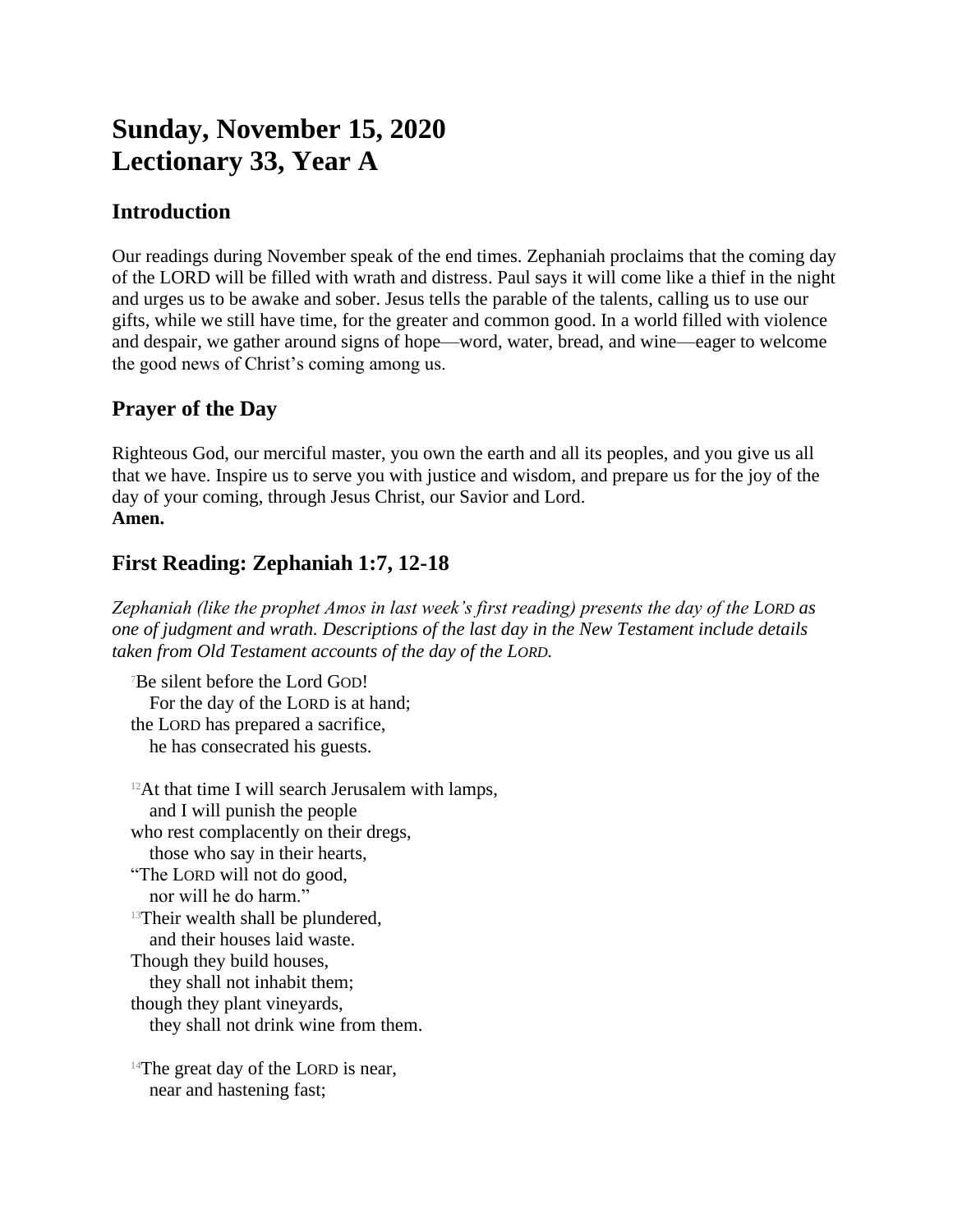# Sunday, November 15, 2020
# Lectionary 33, Year A

## Introduction

Our readings during November speak of the end times. Zephaniah proclaims that the coming day of the LORD will be filled with wrath and distress. Paul says it will come like a thief in the night and urges us to be awake and sober. Jesus tells the parable of the talents, calling us to use our gifts, while we still have time, for the greater and common good. In a world filled with violence and despair, we gather around signs of hope—word, water, bread, and wine—eager to welcome the good news of Christ's coming among us.

## Prayer of the Day

Righteous God, our merciful master, you own the earth and all its peoples, and you give us all that we have. Inspire us to serve you with justice and wisdom, and prepare us for the joy of the day of your coming, through Jesus Christ, our Savior and Lord.
**Amen.**

## First Reading: Zephaniah 1:7, 12-18

*Zephaniah (like the prophet Amos in last week's first reading) presents the day of the LORD as one of judgment and wrath. Descriptions of the last day in the New Testament include details taken from Old Testament accounts of the day of the LORD.*

[7]Be silent before the Lord GOD!
For the day of the LORD is at hand;
the LORD has prepared a sacrifice,
he has consecrated his guests.

[12]At that time I will search Jerusalem with lamps,
and I will punish the people
who rest complacently on their dregs,
those who say in their hearts,
"The LORD will not do good,
nor will he do harm."
[13]Their wealth shall be plundered,
and their houses laid waste.
Though they build houses,
they shall not inhabit them;
though they plant vineyards,
they shall not drink wine from them.

[14]The great day of the LORD is near,
near and hastening fast;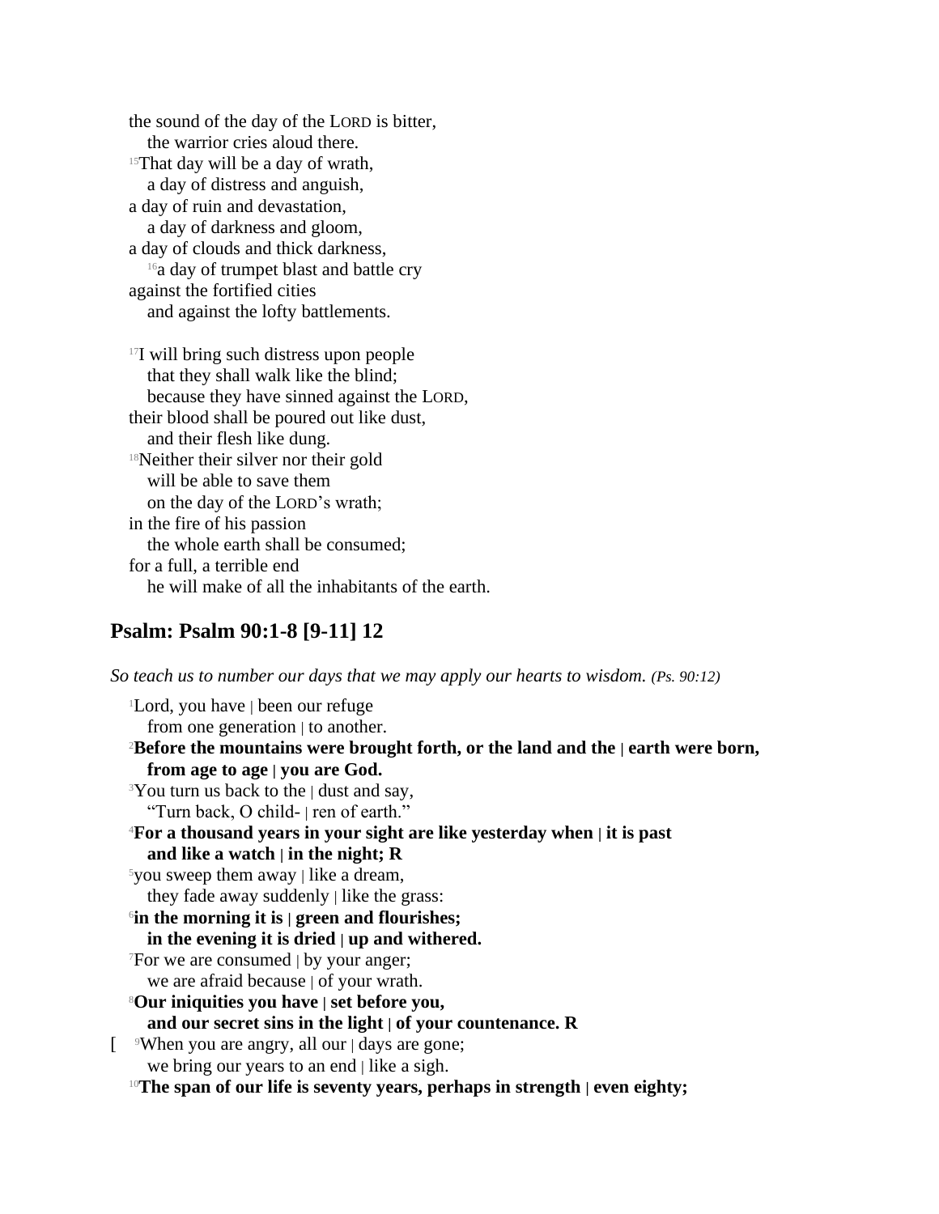the sound of the day of the LORD is bitter,
  the warrior cries aloud there.
[15]That day will be a day of wrath,
  a day of distress and anguish,
a day of ruin and devastation,
  a day of darkness and gloom,
a day of clouds and thick darkness,
  [16]a day of trumpet blast and battle cry
against the fortified cities
  and against the lofty battlements.

[17]I will bring such distress upon people
  that they shall walk like the blind;
  because they have sinned against the LORD,
their blood shall be poured out like dust,
  and their flesh like dung.
[18]Neither their silver nor their gold
  will be able to save them
  on the day of the LORD's wrath;
in the fire of his passion
  the whole earth shall be consumed;
for a full, a terrible end
  he will make of all the inhabitants of the earth.

## Psalm: Psalm 90:1-8 [9-11] 12

*So teach us to number our days that we may apply our hearts to wisdom. (Ps. 90:12)*

[1]Lord, you have | been our refuge
  from one generation | to another.
[2]**Before the mountains were brought forth, or the land and the | earth were born,**
  **from age to age | you are God.**
[3]You turn us back to the | dust and say,
  "Turn back, O child- | ren of earth."
[4]**For a thousand years in your sight are like yesterday when | it is past**
  **and like a watch | in the night; R**
[5]you sweep them away | like a dream,
  they fade away suddenly | like the grass:
[6]**in the morning it is | green and flourishes;**
  **in the evening it is dried | up and withered.**
[7]For we are consumed | by your anger;
  we are afraid because | of your wrath.
[8]**Our iniquities you have | set before you,**
  **and our secret sins in the light | of your countenance. R**
[ [9]When you are angry, all our | days are gone;
  we bring our years to an end | like a sigh.
[10]**The span of our life is seventy years, perhaps in strength | even eighty;**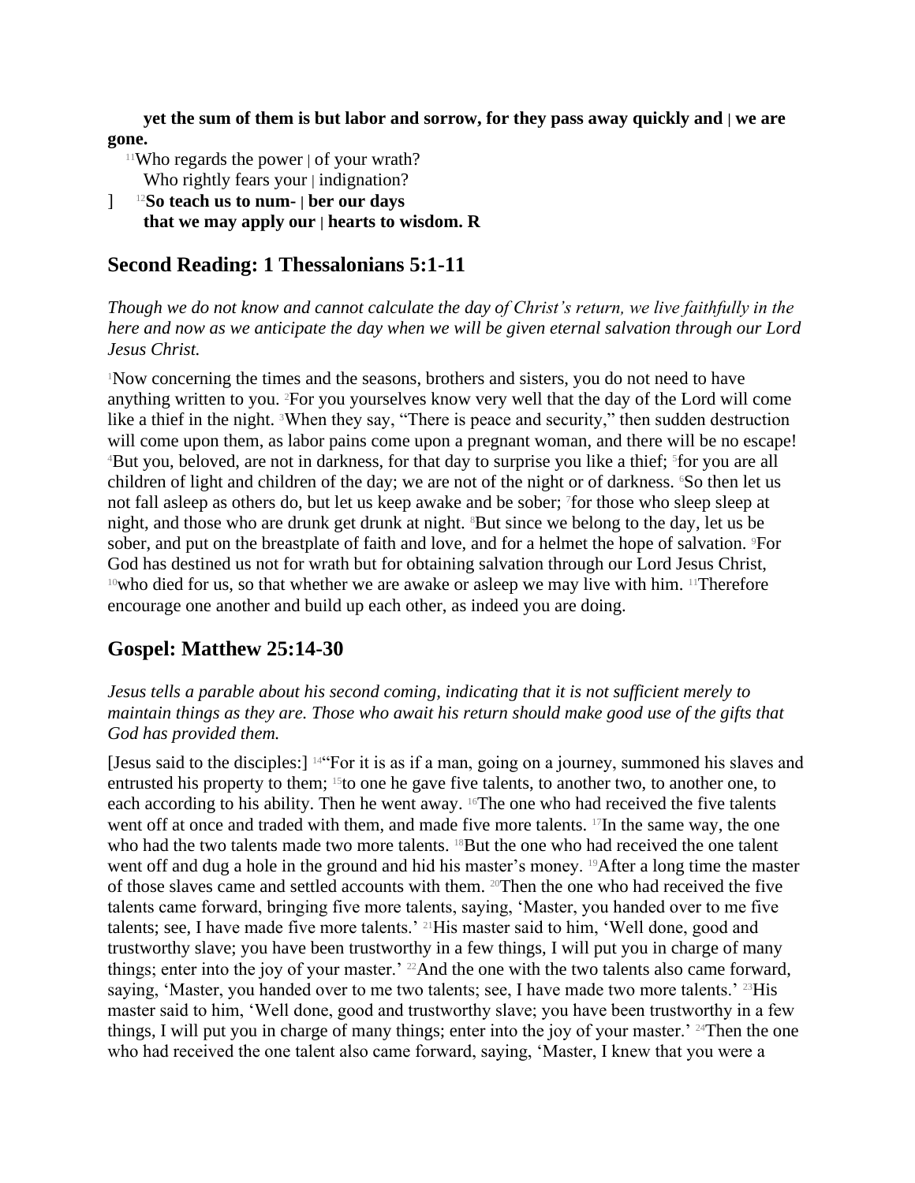**yet the sum of them is but labor and sorrow, for they pass away quickly and | we are gone.**

[11]Who regards the power | of your wrath?
Who rightly fears your | indignation?

] [12]**So teach us to num- | ber our days**
**that we may apply our | hearts to wisdom. R**

## Second Reading: 1 Thessalonians 5:1-11

*Though we do not know and cannot calculate the day of Christ's return, we live faithfully in the here and now as we anticipate the day when we will be given eternal salvation through our Lord Jesus Christ.*

[1]Now concerning the times and the seasons, brothers and sisters, you do not need to have anything written to you. [2]For you yourselves know very well that the day of the Lord will come like a thief in the night. [3]When they say, "There is peace and security," then sudden destruction will come upon them, as labor pains come upon a pregnant woman, and there will be no escape! [4]But you, beloved, are not in darkness, for that day to surprise you like a thief; [5]for you are all children of light and children of the day; we are not of the night or of darkness. [6]So then let us not fall asleep as others do, but let us keep awake and be sober; [7]for those who sleep sleep at night, and those who are drunk get drunk at night. [8]But since we belong to the day, let us be sober, and put on the breastplate of faith and love, and for a helmet the hope of salvation. [9]For God has destined us not for wrath but for obtaining salvation through our Lord Jesus Christ, [10]who died for us, so that whether we are awake or asleep we may live with him. [11]Therefore encourage one another and build up each other, as indeed you are doing.

## Gospel: Matthew 25:14-30

*Jesus tells a parable about his second coming, indicating that it is not sufficient merely to maintain things as they are. Those who await his return should make good use of the gifts that God has provided them.*

[Jesus said to the disciples:] [14]"For it is as if a man, going on a journey, summoned his slaves and entrusted his property to them; [15]to one he gave five talents, to another two, to another one, to each according to his ability. Then he went away. [16]The one who had received the five talents went off at once and traded with them, and made five more talents. [17]In the same way, the one who had the two talents made two more talents. [18]But the one who had received the one talent went off and dug a hole in the ground and hid his master's money. [19]After a long time the master of those slaves came and settled accounts with them. [20]Then the one who had received the five talents came forward, bringing five more talents, saying, 'Master, you handed over to me five talents; see, I have made five more talents.' [21]His master said to him, 'Well done, good and trustworthy slave; you have been trustworthy in a few things, I will put you in charge of many things; enter into the joy of your master.' [22]And the one with the two talents also came forward, saying, 'Master, you handed over to me two talents; see, I have made two more talents.' [23]His master said to him, 'Well done, good and trustworthy slave; you have been trustworthy in a few things, I will put you in charge of many things; enter into the joy of your master.' [24]Then the one who had received the one talent also came forward, saying, 'Master, I knew that you were a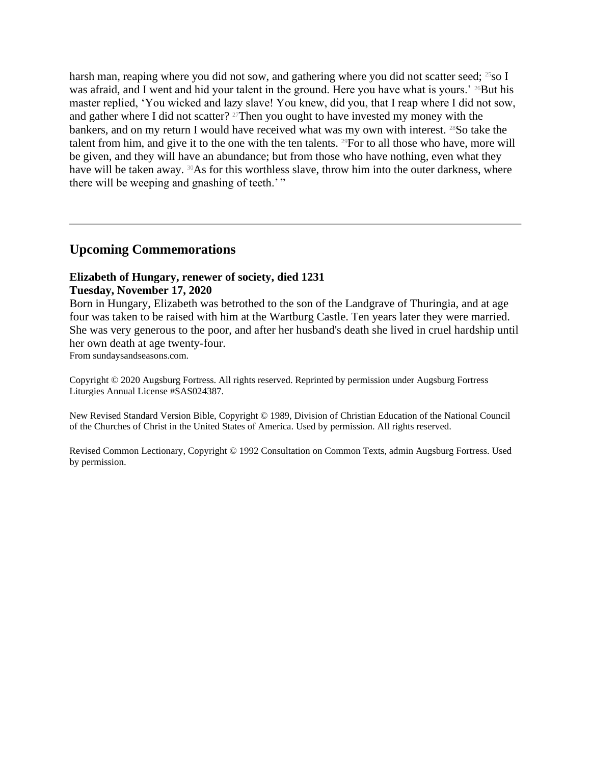harsh man, reaping where you did not sow, and gathering where you did not scatter seed; [25]so I was afraid, and I went and hid your talent in the ground. Here you have what is yours.' [26]But his master replied, 'You wicked and lazy slave! You knew, did you, that I reap where I did not sow, and gather where I did not scatter? [27]Then you ought to have invested my money with the bankers, and on my return I would have received what was my own with interest. [28]So take the talent from him, and give it to the one with the ten talents. [29]For to all those who have, more will be given, and they will have an abundance; but from those who have nothing, even what they have will be taken away. [30]As for this worthless slave, throw him into the outer darkness, where there will be weeping and gnashing of teeth.' "

---

## Upcoming Commemorations

**Elizabeth of Hungary, renewer of society, died 1231**
**Tuesday, November 17, 2020**

Born in Hungary, Elizabeth was betrothed to the son of the Landgrave of Thuringia, and at age four was taken to be raised with him at the Wartburg Castle. Ten years later they were married. She was very generous to the poor, and after her husband's death she lived in cruel hardship until her own death at age twenty-four.
From sundaysandseasons.com.

Copyright © 2020 Augsburg Fortress. All rights reserved. Reprinted by permission under Augsburg Fortress Liturgies Annual License #SAS024387.

New Revised Standard Version Bible, Copyright © 1989, Division of Christian Education of the National Council of the Churches of Christ in the United States of America. Used by permission. All rights reserved.

Revised Common Lectionary, Copyright © 1992 Consultation on Common Texts, admin Augsburg Fortress. Used by permission.